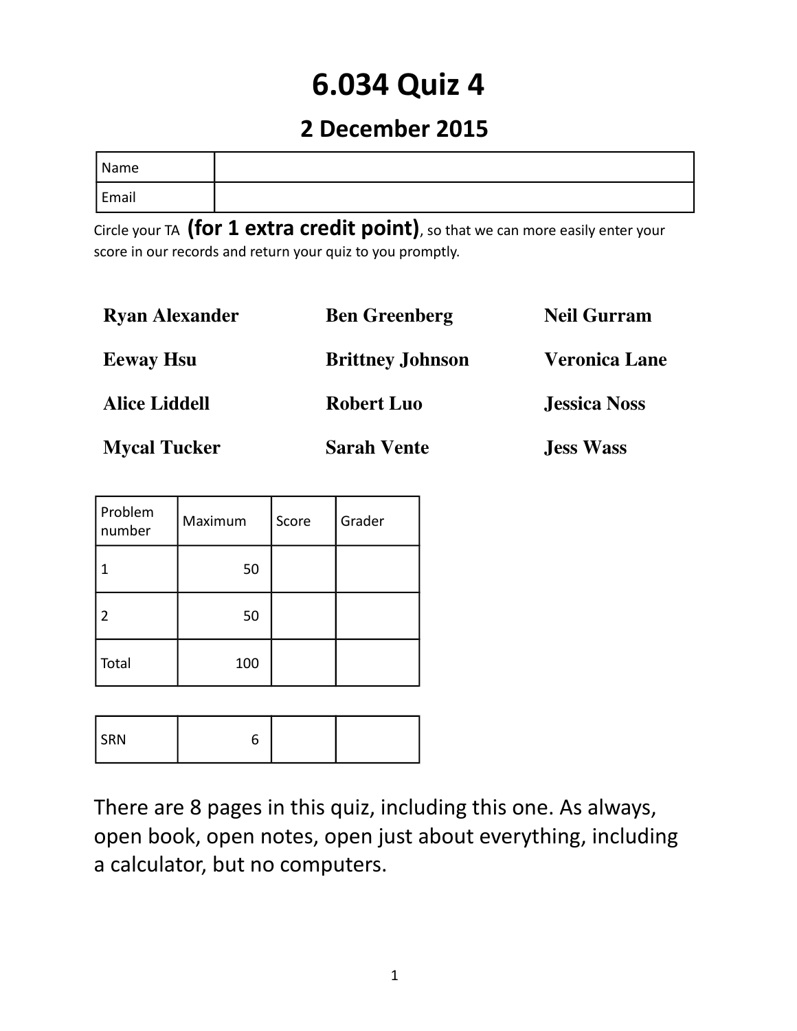# 6.034 Quiz 4

## 2 December 2015

| Name | |
|---|---|
| Email | |

Circle your TA **(for 1 extra credit point)**, so that we can more easily enter your score in our records and return your quiz to you promptly.

| | | |
|---|---|---|
| **Ryan Alexander** | **Ben Greenberg** | **Neil Gurram** |
| **Eeway Hsu** | **Brittney Johnson** | **Veronica Lane** |
| **Alice Liddell** | **Robert Luo** | **Jessica Noss** |
| **Mycal Tucker** | **Sarah Vente** | **Jess Wass** |

| Problem number | Maximum | Score | Grader |
|---|---|---|---|
| 1 | 50 | | |
| 2 | 50 | | |
| Total | 100 | | |

| | | | |
|---|---|---|---|
| SRN | 6 | | |

There are 8 pages in this quiz, including this one. As always, open book, open notes, open just about everything, including a calculator, but no computers.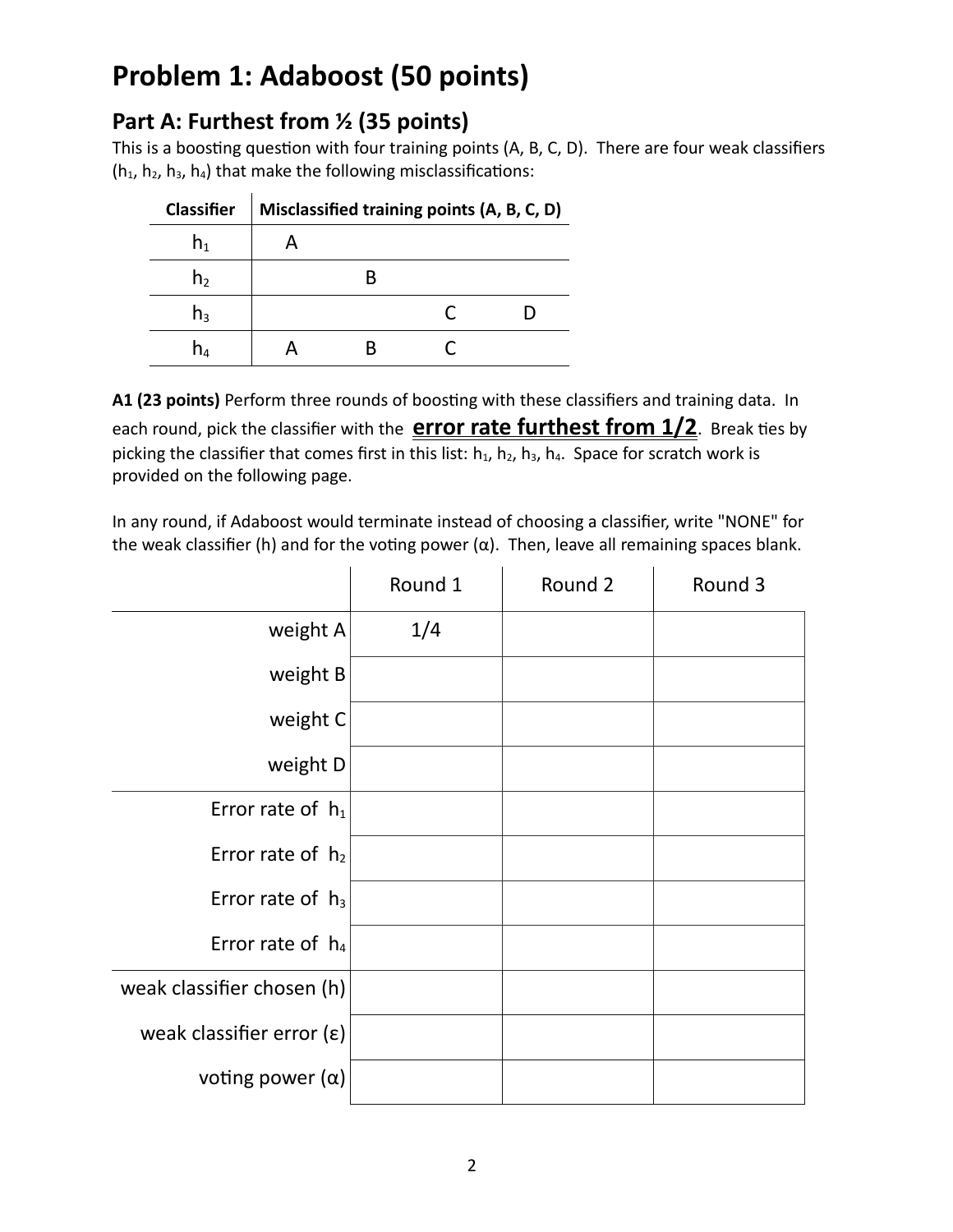# Problem 1: Adaboost (50 points)

## Part A: Furthest from ½ (35 points)

This is a boosting question with four training points (A, B, C, D). There are four weak classifiers ($h_1$, $h_2$, $h_3$, $h_4$) that make the following misclassifications:

| Classifier | Misclassified training points (A, B, C, D) | | | |
|---|---|---|---|---|
| $h_1$ | A | | | |
| $h_2$ | | B | | |
| $h_3$ | | | C | D |
| $h_4$ | A | B | C | |

**A1 (23 points)** Perform three rounds of boosting with these classifiers and training data. In each round, pick the classifier with the **<u>error rate furthest from 1/2</u>**. Break ties by picking the classifier that comes first in this list: $h_1$, $h_2$, $h_3$, $h_4$. Space for scratch work is provided on the following page.

In any round, if Adaboost would terminate instead of choosing a classifier, write "NONE" for the weak classifier (h) and for the voting power (α). Then, leave all remaining spaces blank.

| | Round 1 | Round 2 | Round 3 |
|---|---|---|---|
| weight A | 1/4 | | |
| weight B | | | |
| weight C | | | |
| weight D | | | |
| Error rate of $h_1$ | | | |
| Error rate of $h_2$ | | | |
| Error rate of $h_3$ | | | |
| Error rate of $h_4$ | | | |
| weak classifier chosen (h) | | | |
| weak classifier error (ε) | | | |
| voting power (α) | | | |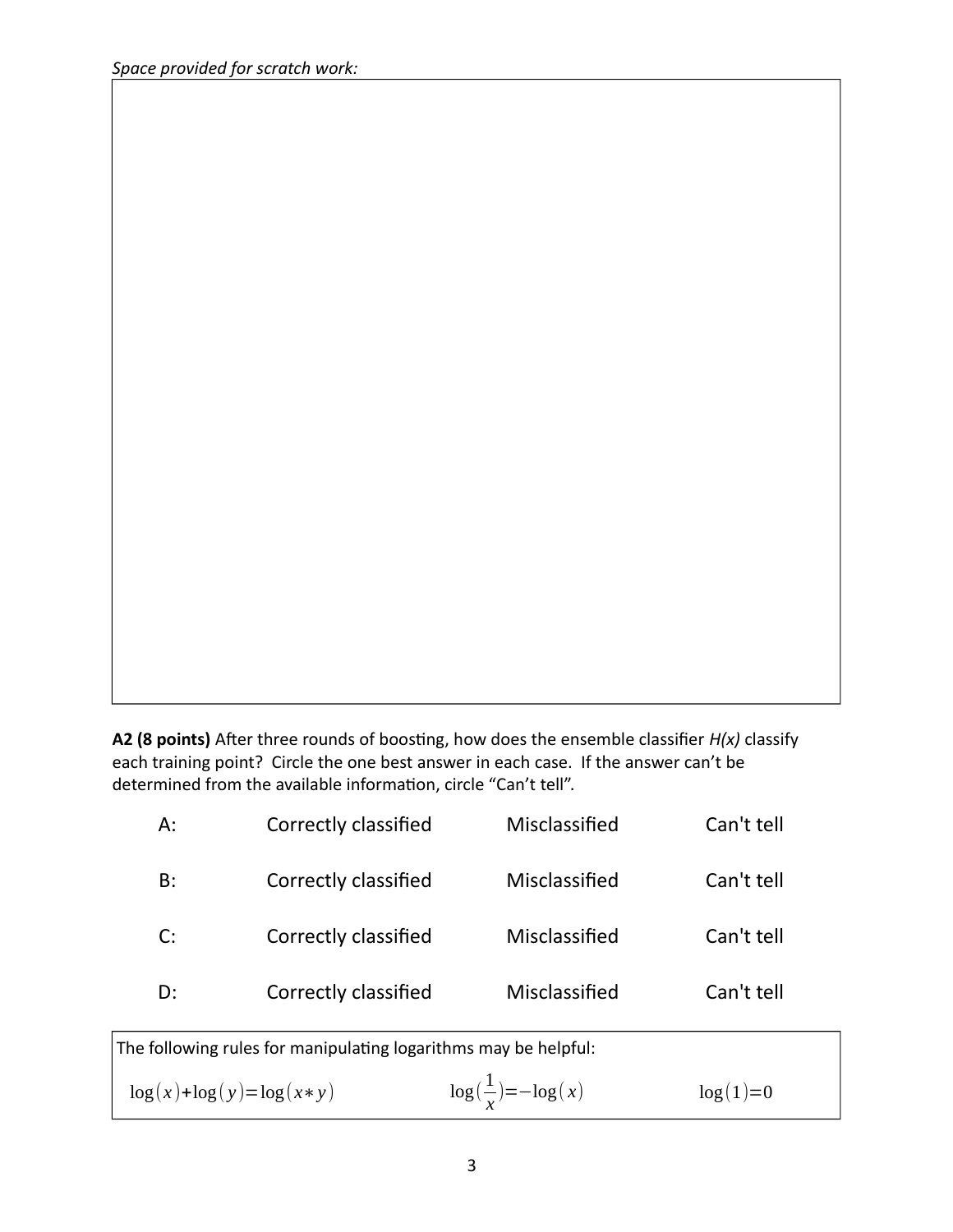*Space provided for scratch work:*

**A2 (8 points)** After three rounds of boosting, how does the ensemble classifier *H(x)* classify each training point? Circle the one best answer in each case. If the answer can't be determined from the available information, circle "Can't tell".

| | | | |
|---|---|---|---|
| A: | Correctly classified | Misclassified | Can't tell |
| B: | Correctly classified | Misclassified | Can't tell |
| C: | Correctly classified | Misclassified | Can't tell |
| D: | Correctly classified | Misclassified | Can't tell |

The following rules for manipulating logarithms may be helpful:

$\log(x)+\log(y)=\log(x*y)$ $\qquad$ $\log(\frac{1}{x})=-\log(x)$ $\qquad$ $\log(1)=0$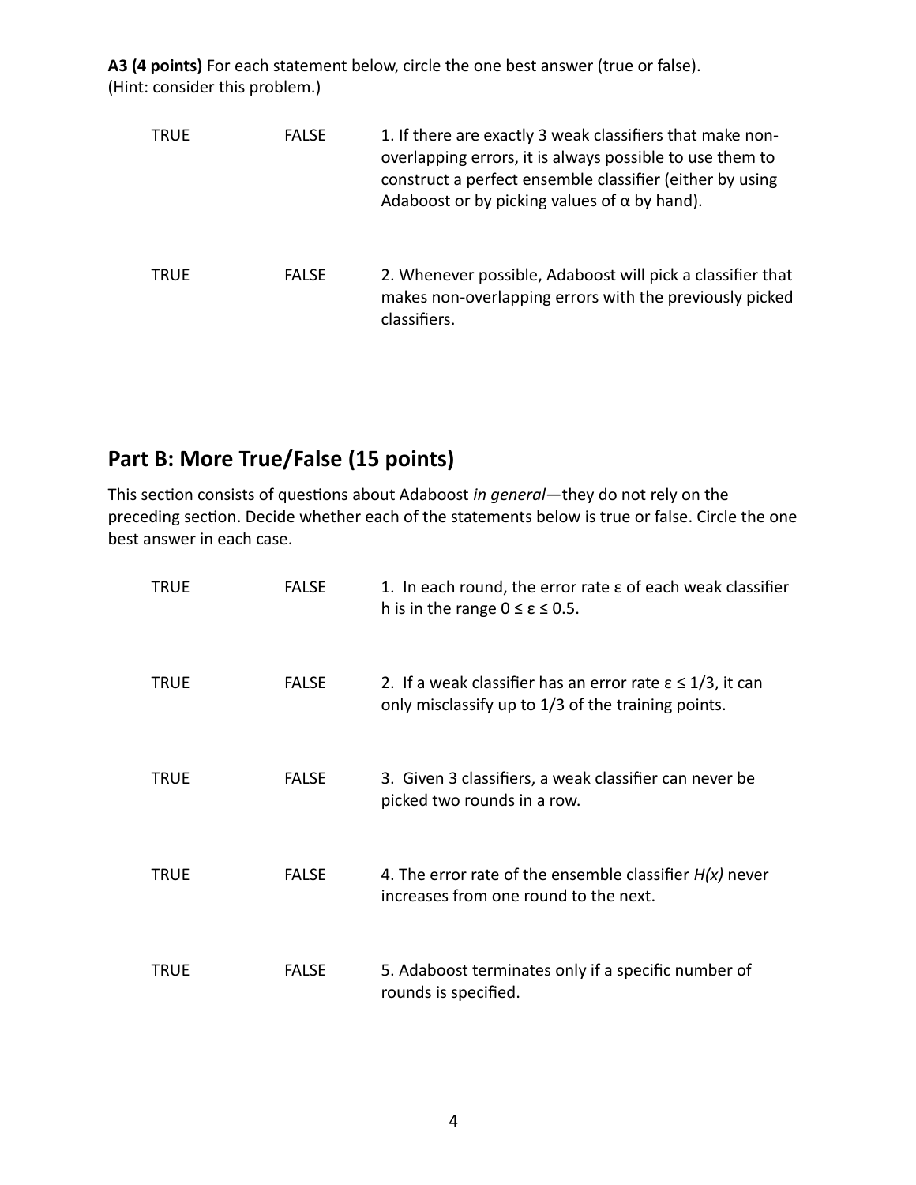**A3 (4 points)** For each statement below, circle the one best answer (true or false).
(Hint: consider this problem.)

| | | |
|---|---|---|
| TRUE | FALSE | 1. If there are exactly 3 weak classifiers that make non-overlapping errors, it is always possible to use them to construct a perfect ensemble classifier (either by using Adaboost or by picking values of $\alpha$ by hand). |
| TRUE | FALSE | 2. Whenever possible, Adaboost will pick a classifier that makes non-overlapping errors with the previously picked classifiers. |

## Part B: More True/False (15 points)

This section consists of questions about Adaboost *in general*—they do not rely on the preceding section. Decide whether each of the statements below is true or false. Circle the one best answer in each case.

| | | |
|---|---|---|
| TRUE | FALSE | 1. In each round, the error rate $\varepsilon$ of each weak classifier h is in the range $0 \leq \varepsilon \leq 0.5$. |
| TRUE | FALSE | 2. If a weak classifier has an error rate $\varepsilon \leq 1/3$, it can only misclassify up to 1/3 of the training points. |
| TRUE | FALSE | 3. Given 3 classifiers, a weak classifier can never be picked two rounds in a row. |
| TRUE | FALSE | 4. The error rate of the ensemble classifier $H(x)$ never increases from one round to the next. |
| TRUE | FALSE | 5. Adaboost terminates only if a specific number of rounds is specified. |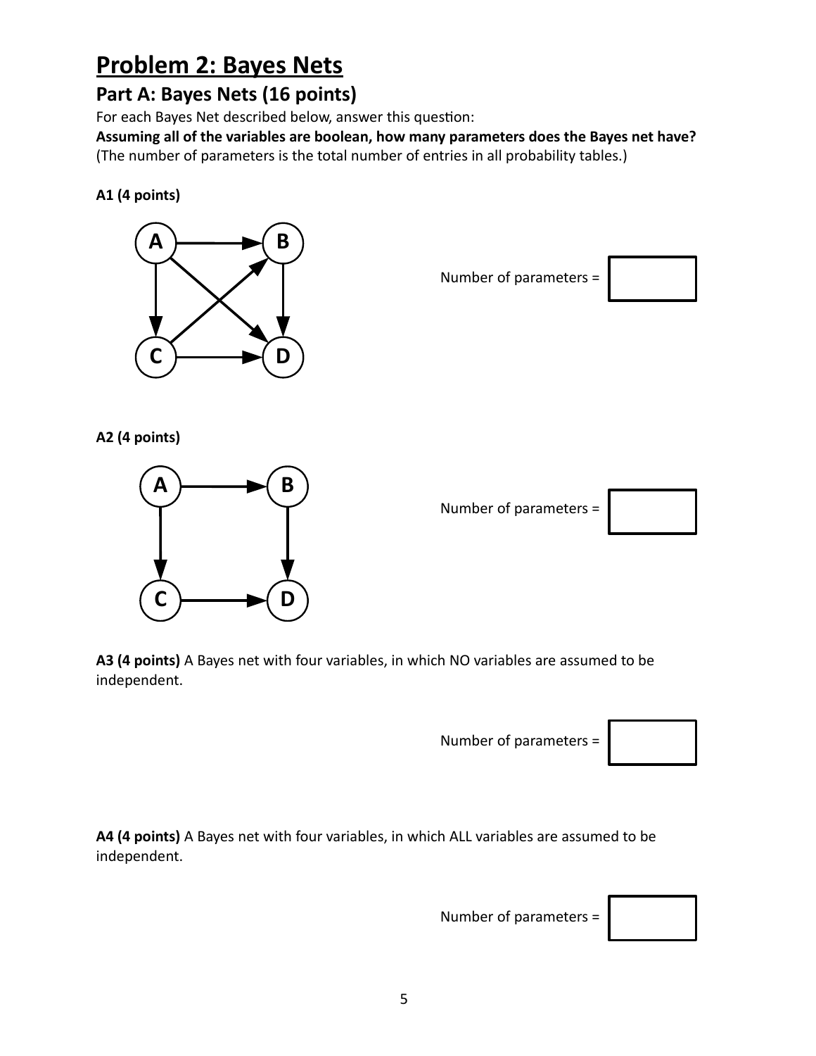# Problem 2: Bayes Nets

## Part A: Bayes Nets (16 points)

For each Bayes Net described below, answer this question:

**Assuming all of the variables are boolean, how many parameters does the Bayes net have?**
(The number of parameters is the total number of entries in all probability tables.)

**A1 (4 points)**

Number of parameters = 

**A2 (4 points)**

Number of parameters = 

**A3 (4 points)** A Bayes net with four variables, in which NO variables are assumed to be independent.

Number of parameters = 

**A4 (4 points)** A Bayes net with four variables, in which ALL variables are assumed to be independent.

Number of parameters =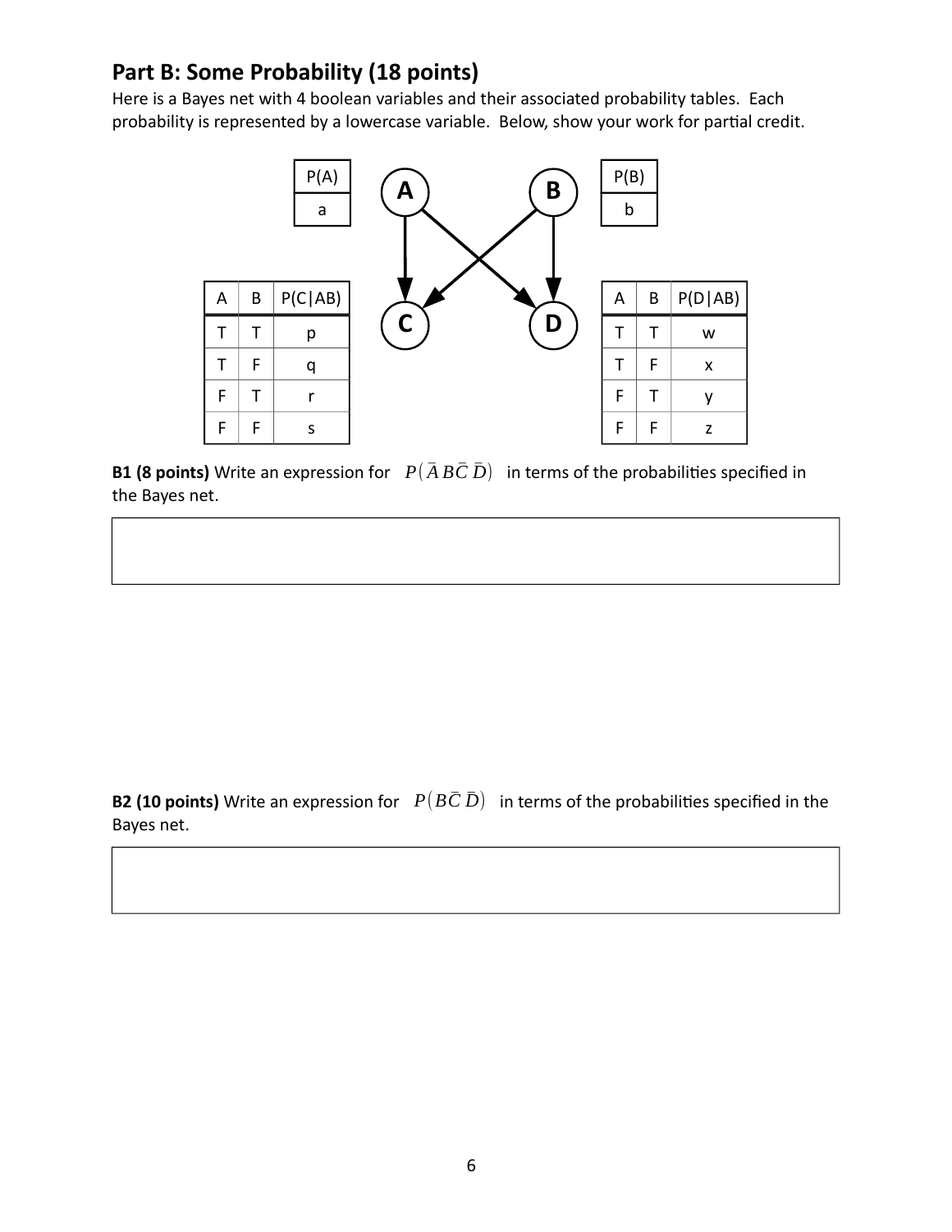## Part B: Some Probability (18 points)

Here is a Bayes net with 4 boolean variables and their associated probability tables. Each probability is represented by a lowercase variable. Below, show your work for partial credit.

| P(A) |
|---|
| a |

| P(B) |
|---|
| b |

| A | B | P(C\|AB) |
|---|---|---|
| T | T | p |
| T | F | q |
| F | T | r |
| F | F | s |

| A | B | P(D\|AB) |
|---|---|---|
| T | T | w |
| T | F | x |
| F | T | y |
| F | F | z |

**B1 (8 points)** Write an expression for $P(\bar{A}\, B \bar{C}\, \bar{D})$ in terms of the probabilities specified in the Bayes net.

**B2 (10 points)** Write an expression for $P(B \bar{C}\, \bar{D})$ in terms of the probabilities specified in the Bayes net.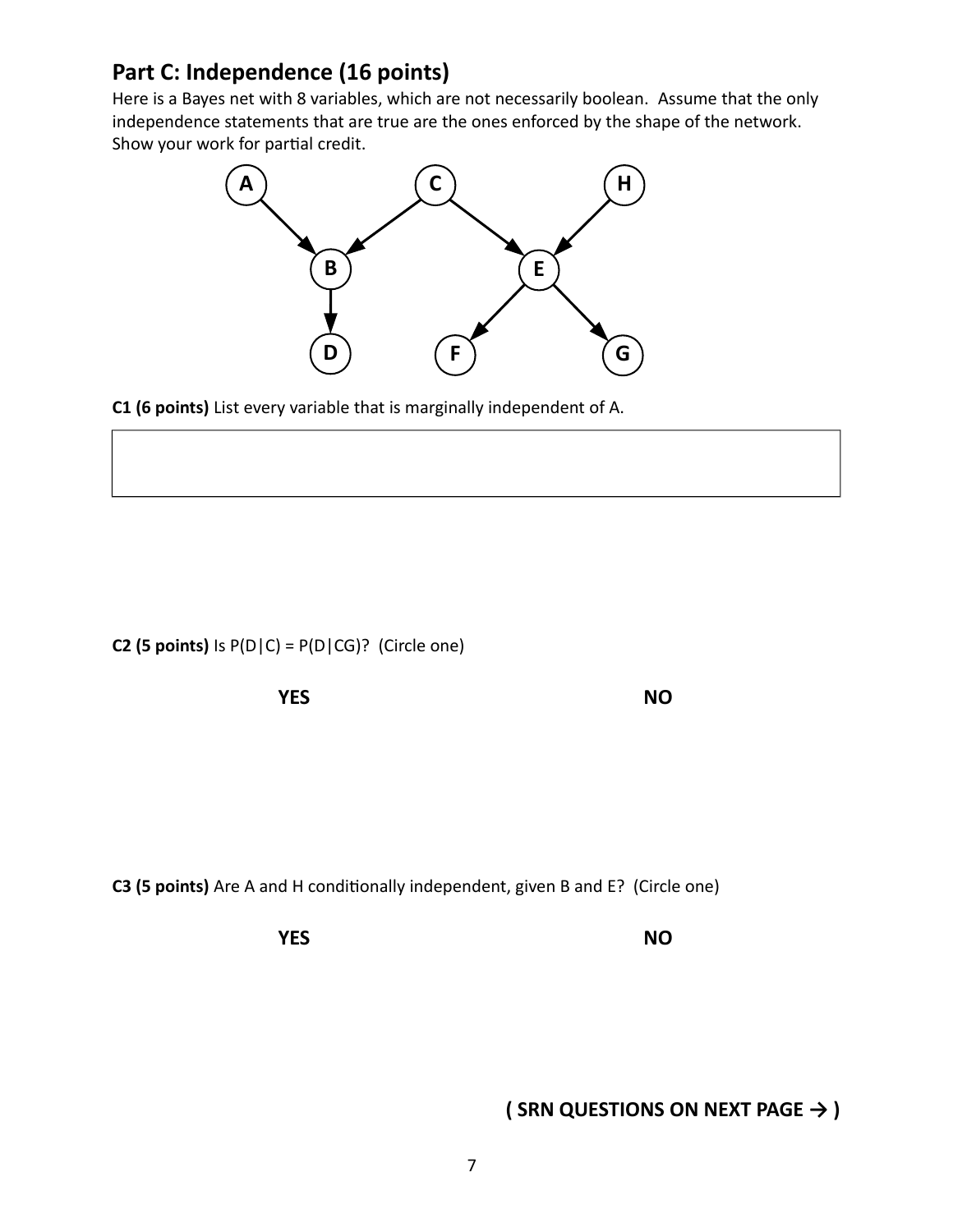## Part C: Independence (16 points)

Here is a Bayes net with 8 variables, which are not necessarily boolean. Assume that the only independence statements that are true are the ones enforced by the shape of the network. Show your work for partial credit.

**C1 (6 points)** List every variable that is marginally independent of A.

**C2 (5 points)** Is P(D|C) = P(D|CG)? (Circle one)

**YES** **NO**

**C3 (5 points)** Are A and H conditionally independent, given B and E? (Circle one)

**YES** **NO**

**( SRN QUESTIONS ON NEXT PAGE → )**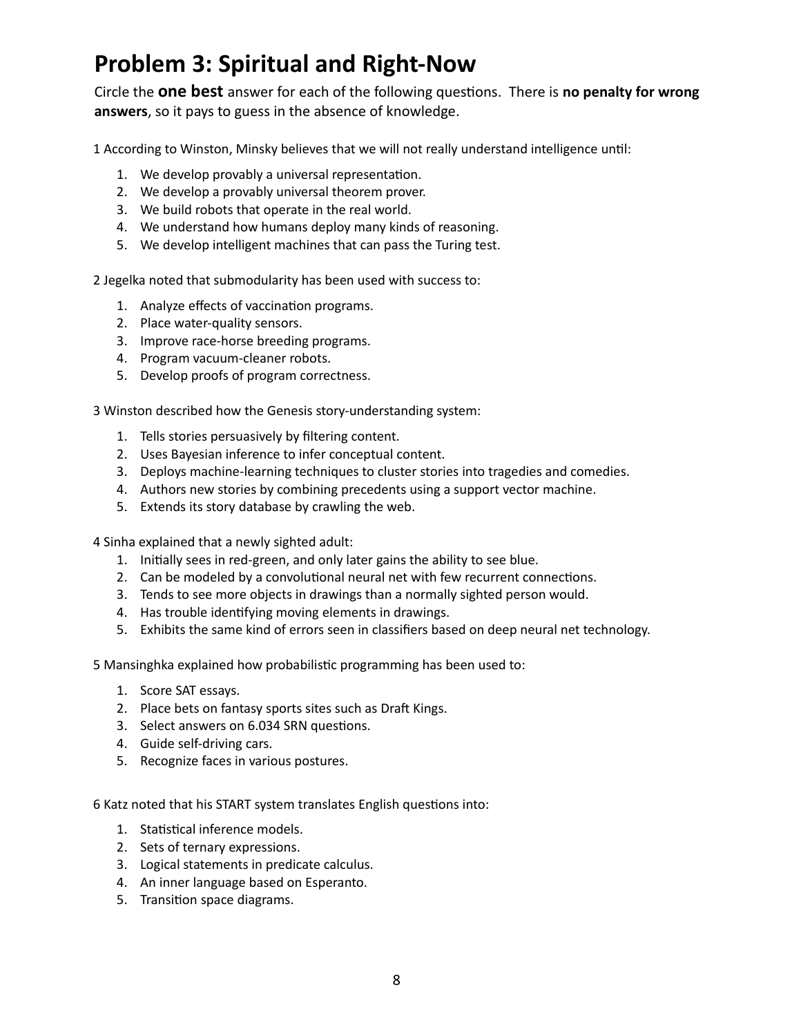# Problem 3: Spiritual and Right-Now

Circle the **one best** answer for each of the following questions. There is **no penalty for wrong answers**, so it pays to guess in the absence of knowledge.

1 According to Winston, Minsky believes that we will not really understand intelligence until:

1. We develop provably a universal representation.
2. We develop a provably universal theorem prover.
3. We build robots that operate in the real world.
4. We understand how humans deploy many kinds of reasoning.
5. We develop intelligent machines that can pass the Turing test.

2 Jegelka noted that submodularity has been used with success to:

1. Analyze effects of vaccination programs.
2. Place water-quality sensors.
3. Improve race-horse breeding programs.
4. Program vacuum-cleaner robots.
5. Develop proofs of program correctness.

3 Winston described how the Genesis story-understanding system:

1. Tells stories persuasively by filtering content.
2. Uses Bayesian inference to infer conceptual content.
3. Deploys machine-learning techniques to cluster stories into tragedies and comedies.
4. Authors new stories by combining precedents using a support vector machine.
5. Extends its story database by crawling the web.

4 Sinha explained that a newly sighted adult:

1. Initially sees in red-green, and only later gains the ability to see blue.
2. Can be modeled by a convolutional neural net with few recurrent connections.
3. Tends to see more objects in drawings than a normally sighted person would.
4. Has trouble identifying moving elements in drawings.
5. Exhibits the same kind of errors seen in classifiers based on deep neural net technology.

5 Mansinghka explained how probabilistic programming has been used to:

1. Score SAT essays.
2. Place bets on fantasy sports sites such as Draft Kings.
3. Select answers on 6.034 SRN questions.
4. Guide self-driving cars.
5. Recognize faces in various postures.

6 Katz noted that his START system translates English questions into:

1. Statistical inference models.
2. Sets of ternary expressions.
3. Logical statements in predicate calculus.
4. An inner language based on Esperanto.
5. Transition space diagrams.